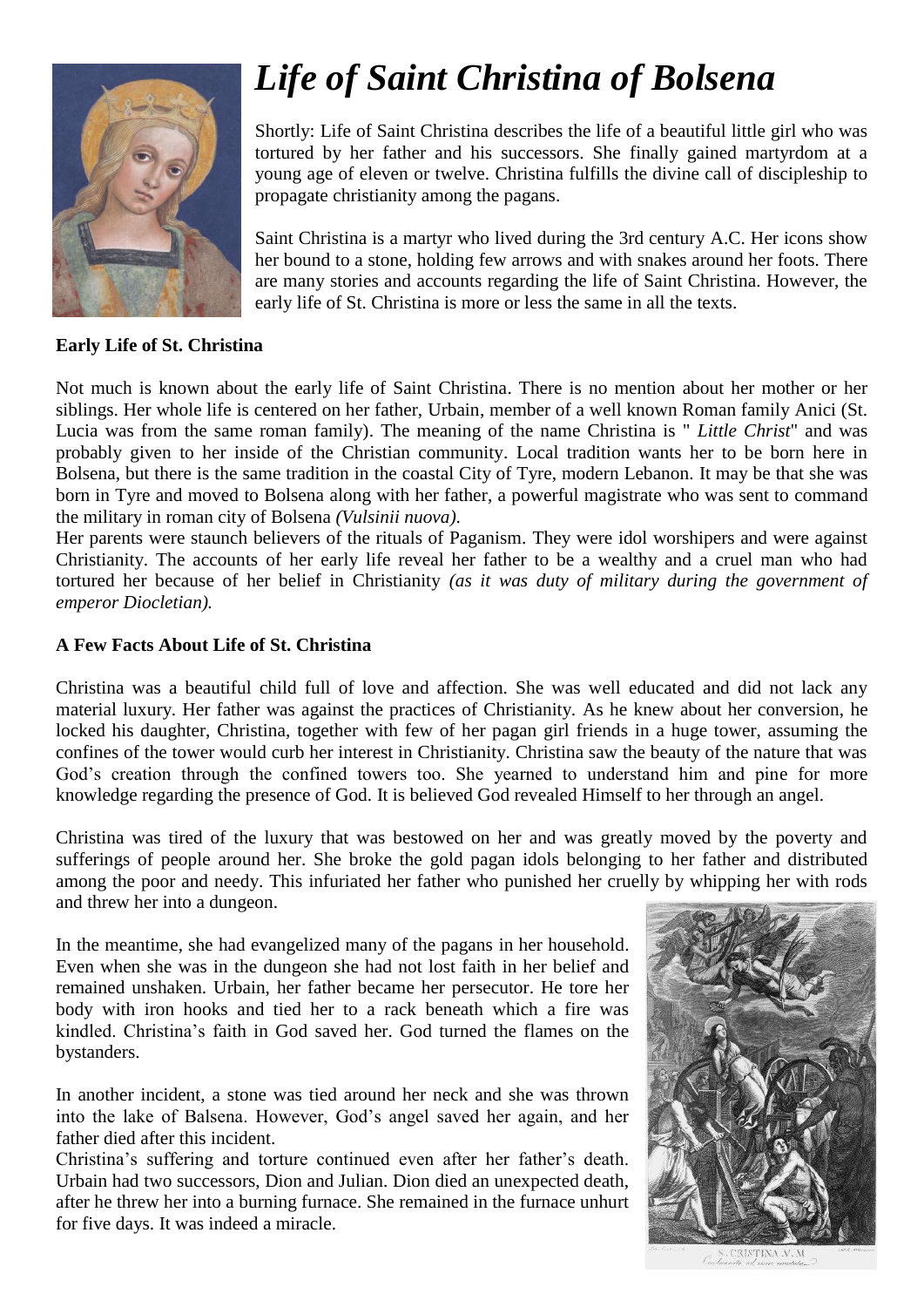# *Life of Saint Christina of Bolsena*

Shortly: Life of Saint Christina describes the life of a beautiful little girl who was tortured by her father and his successors. She finally gained martyrdom at a young age of eleven or twelve. Christina fulfills the divine call of discipleship to propagate christianity among the pagans.

Saint Christina is a martyr who lived during the 3rd century A.C. Her icons show her bound to a stone, holding few arrows and with snakes around her foots. There are many stories and accounts regarding the life of Saint Christina. However, the early life of St. Christina is more or less the same in all the texts.

**Early Life of St. Christina**

Not much is known about the early life of Saint Christina. There is no mention about her mother or her siblings. Her whole life is centered on her father, Urbain, member of a well known Roman family Anici (St. Lucia was from the same roman family). The meaning of the name Christina is " *Little Christ*" and was probably given to her inside of the Christian community. Local tradition wants her to be born here in Bolsena, but there is the same tradition in the coastal City of Tyre, modern Lebanon. It may be that she was born in Tyre and moved to Bolsena along with her father, a powerful magistrate who was sent to command the military in roman city of Bolsena *(Vulsinii nuova)*.

Her parents were staunch believers of the rituals of Paganism. They were idol worshipers and were against Christianity. The accounts of her early life reveal her father to be a wealthy and a cruel man who had tortured her because of her belief in Christianity *(as it was duty of military during the government of emperor Diocletian).*

**A Few Facts About Life of St. Christina**

Christina was a beautiful child full of love and affection. She was well educated and did not lack any material luxury. Her father was against the practices of Christianity. As he knew about her conversion, he locked his daughter, Christina, together with few of her pagan girl friends in a huge tower, assuming the confines of the tower would curb her interest in Christianity. Christina saw the beauty of the nature that was God's creation through the confined towers too. She yearned to understand him and pine for more knowledge regarding the presence of God. It is believed God revealed Himself to her through an angel.

Christina was tired of the luxury that was bestowed on her and was greatly moved by the poverty and sufferings of people around her. She broke the gold pagan idols belonging to her father and distributed among the poor and needy. This infuriated her father who punished her cruelly by whipping her with rods and threw her into a dungeon.

In the meantime, she had evangelized many of the pagans in her household. Even when she was in the dungeon she had not lost faith in her belief and remained unshaken. Urbain, her father became her persecutor. He tore her body with iron hooks and tied her to a rack beneath which a fire was kindled. Christina's faith in God saved her. God turned the flames on the bystanders.

In another incident, a stone was tied around her neck and she was thrown into the lake of Balsena. However, God's angel saved her again, and her father died after this incident.

Christina's suffering and torture continued even after her father's death. Urbain had two successors, Dion and Julian. Dion died an unexpected death, after he threw her into a burning furnace. She remained in the furnace unhurt for five days. It was indeed a miracle.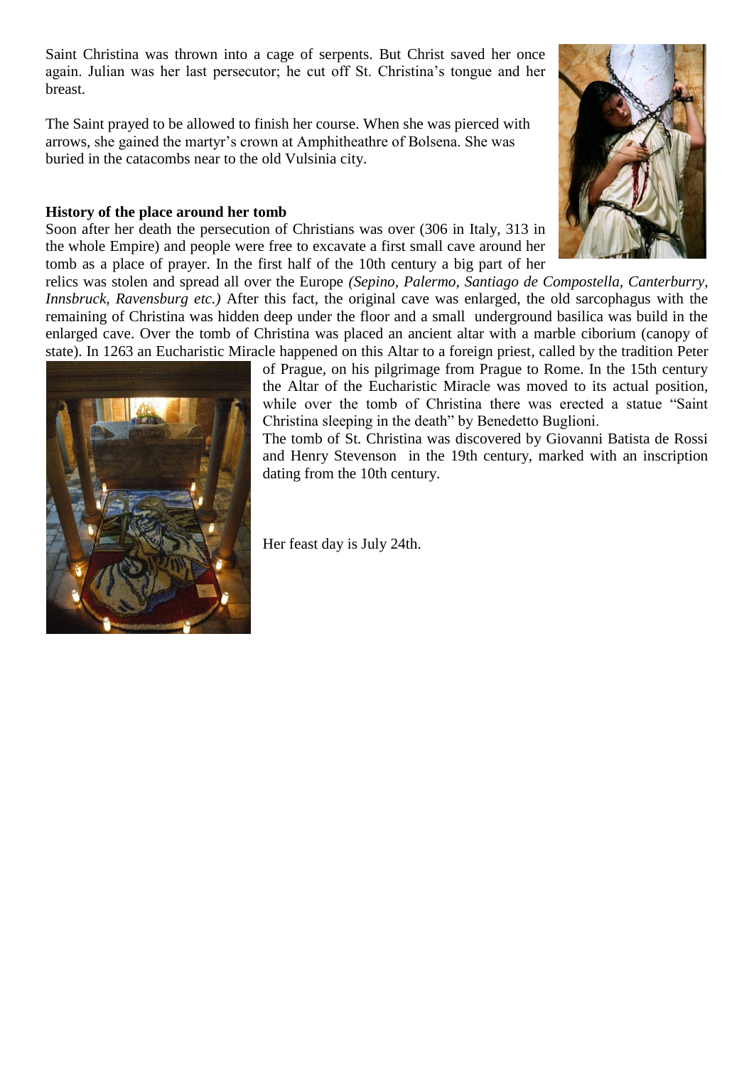Saint Christina was thrown into a cage of serpents. But Christ saved her once again. Julian was her last persecutor; he cut off St. Christina's tongue and her breast.

The Saint prayed to be allowed to finish her course. When she was pierced with arrows, she gained the martyr's crown at Amphitheathre of Bolsena. She was buried in the catacombs near to the old Vulsinia city.

**History of the place around her tomb**

Soon after her death the persecution of Christians was over (306 in Italy, 313 in the whole Empire) and people were free to excavate a first small cave around her tomb as a place of prayer. In the first half of the 10th century a big part of her relics was stolen and spread all over the Europe *(Sepino, Palermo, Santiago de Compostella, Canterburry, Innsbruck, Ravensburg etc.)* After this fact, the original cave was enlarged, the old sarcophagus with the remaining of Christina was hidden deep under the floor and a small underground basilica was build in the enlarged cave. Over the tomb of Christina was placed an ancient altar with a marble ciborium (canopy of state). In 1263 an Eucharistic Miracle happened on this Altar to a foreign priest, called by the tradition Peter of Prague, on his pilgrimage from Prague to Rome. In the 15th century the Altar of the Eucharistic Miracle was moved to its actual position, while over the tomb of Christina there was erected a statue "Saint Christina sleeping in the death" by Benedetto Buglioni.

The tomb of St. Christina was discovered by Giovanni Batista de Rossi and Henry Stevenson in the 19th century, marked with an inscription dating from the 10th century.

Her feast day is July 24th.